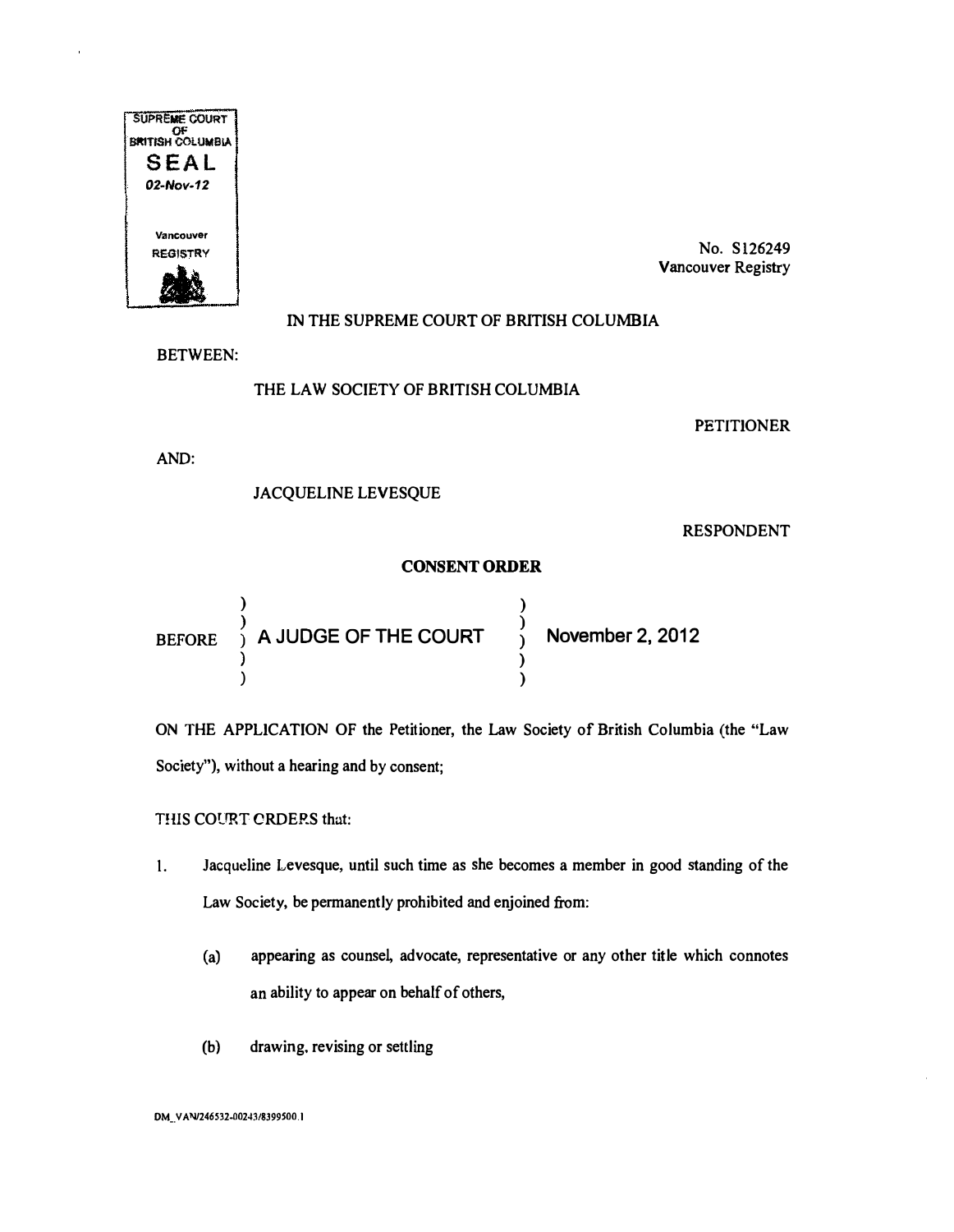SUPREME COURT OF BRITISH COLUMBIA
SEAL
02-Nov-12
Vancouver
REGISTRY

No. S126249
Vancouver Registry

IN THE SUPREME COURT OF BRITISH COLUMBIA

BETWEEN:

THE LAW SOCIETY OF BRITISH COLUMBIA

PETITIONER

AND:

JACQUELINE LEVESQUE

RESPONDENT

**CONSENT ORDER**

| | | |
|---|---|---|
| BEFORE | A JUDGE OF THE COURT | November 2, 2012 |

ON THE APPLICATION OF the Petitioner, the Law Society of British Columbia (the "Law Society"), without a hearing and by consent;

THIS COURT ORDERS that:

1. Jacqueline Levesque, until such time as she becomes a member in good standing of the Law Society, be permanently prohibited and enjoined from:

   (a) appearing as counsel, advocate, representative or any other title which connotes an ability to appear on behalf of others,

   (b) drawing, revising or settling

DM_VAN/246532-00243/8399500.1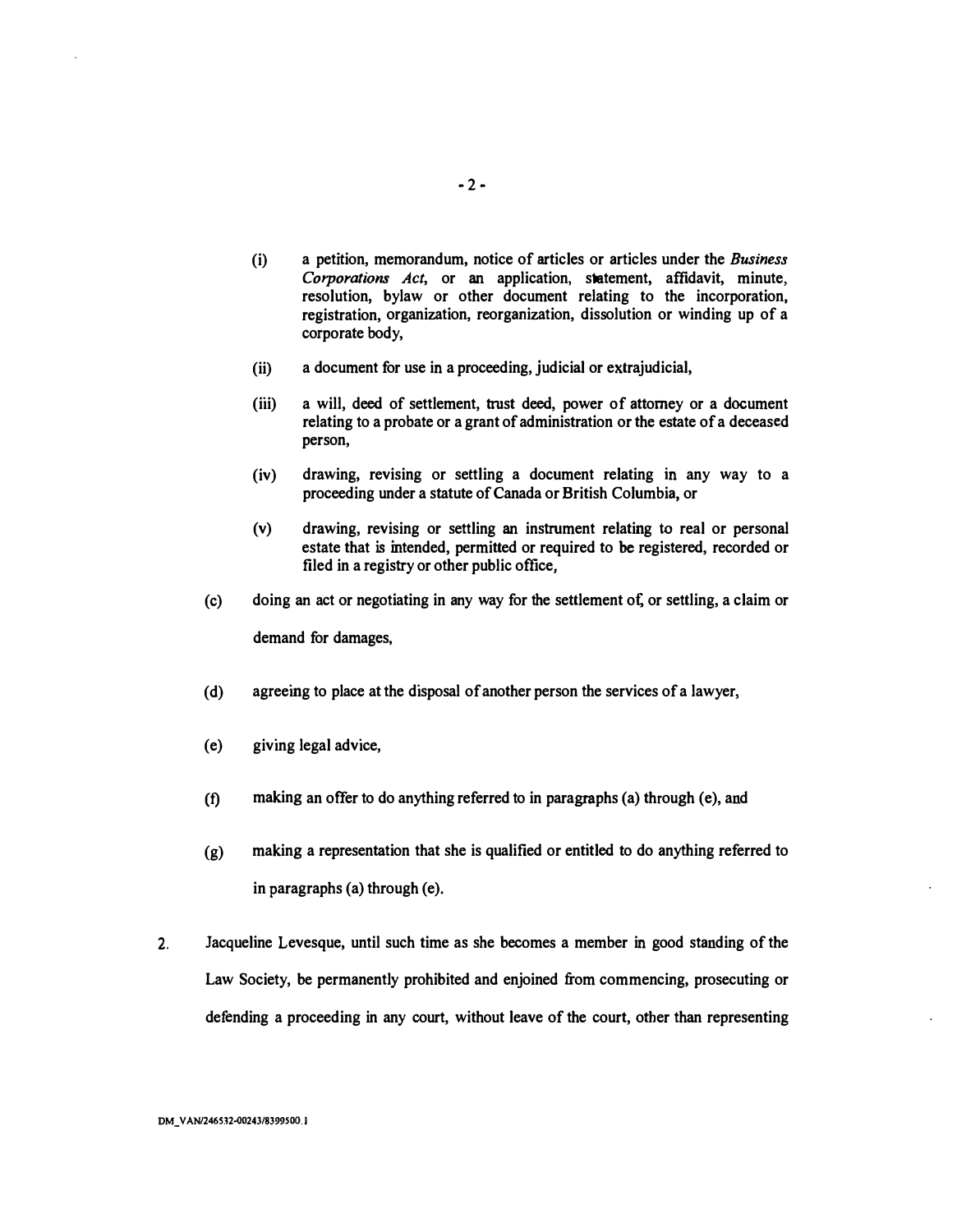(i) a petition, memorandum, notice of articles or articles under the *Business Corporations Act*, or an application, statement, affidavit, minute, resolution, bylaw or other document relating to the incorporation, registration, organization, reorganization, dissolution or winding up of a corporate body,

(ii) a document for use in a proceeding, judicial or extrajudicial,

(iii) a will, deed of settlement, trust deed, power of attorney or a document relating to a probate or a grant of administration or the estate of a deceased person,

(iv) drawing, revising or settling a document relating in any way to a proceeding under a statute of Canada or British Columbia, or

(v) drawing, revising or settling an instrument relating to real or personal estate that is intended, permitted or required to be registered, recorded or filed in a registry or other public office,

(c) doing an act or negotiating in any way for the settlement of, or settling, a claim or demand for damages,

(d) agreeing to place at the disposal of another person the services of a lawyer,

(e) giving legal advice,

(f) making an offer to do anything referred to in paragraphs (a) through (e), and

(g) making a representation that she is qualified or entitled to do anything referred to in paragraphs (a) through (e).

2. Jacqueline Levesque, until such time as she becomes a member in good standing of the Law Society, be permanently prohibited and enjoined from commencing, prosecuting or defending a proceeding in any court, without leave of the court, other than representing

DM_VAN/246532-00243/8399500.1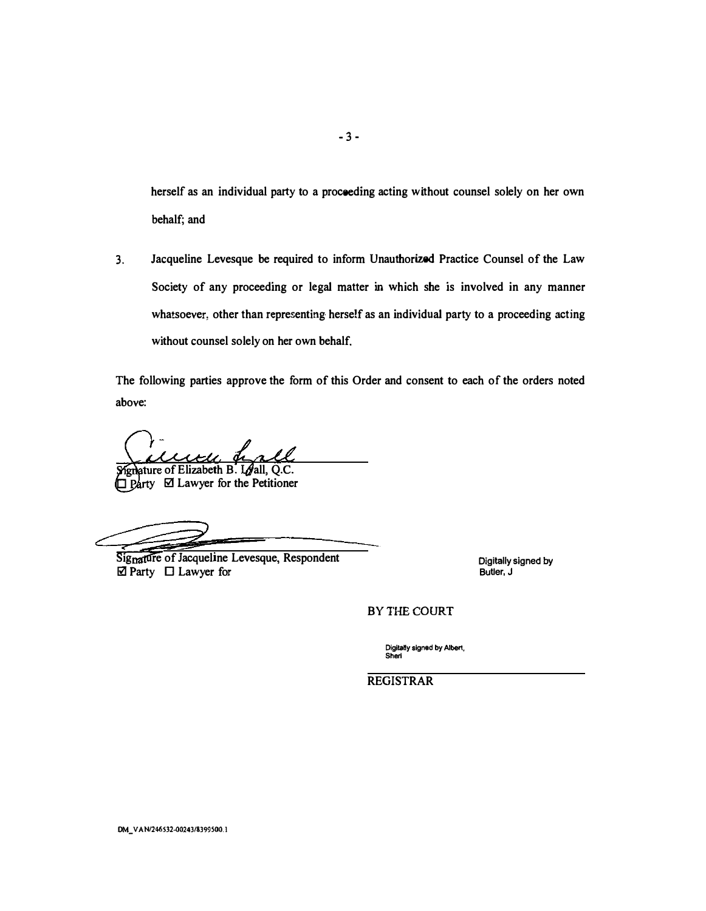herself as an individual party to a proceeding acting without counsel solely on her own behalf; and

3. Jacqueline Levesque be required to inform Unauthorized Practice Counsel of the Law Society of any proceeding or legal matter in which she is involved in any manner whatsoever, other than representing herself as an individual party to a proceeding acting without counsel solely on her own behalf.

The following parties approve the form of this Order and consent to each of the orders noted above:

Signature of Elizabeth B. Lyall, Q.C.
☐ Party ☑ Lawyer for the Petitioner

Signature of Jacqueline Levesque, Respondent
☑ Party ☐ Lawyer for

Digitally signed by Butler, J

BY THE COURT

Digitally signed by Albert, Sheri

REGISTRAR

DM_VAN/246532-00243/8399500.1